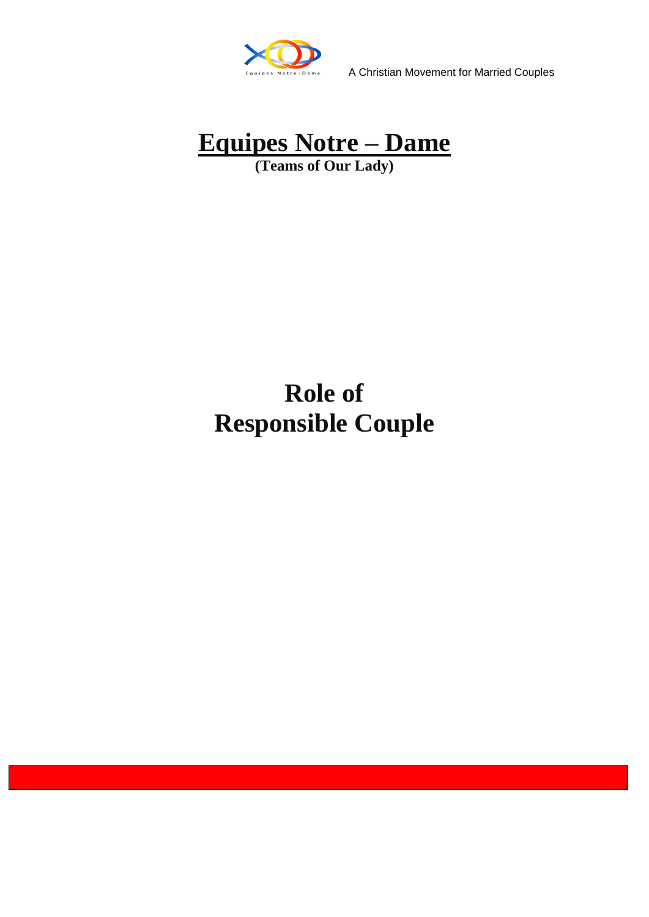Equipes Notre-Dame

A Christian Movement for Married Couples

# Equipes Notre – Dame

**(Teams of Our Lady)**

# Role of Responsible Couple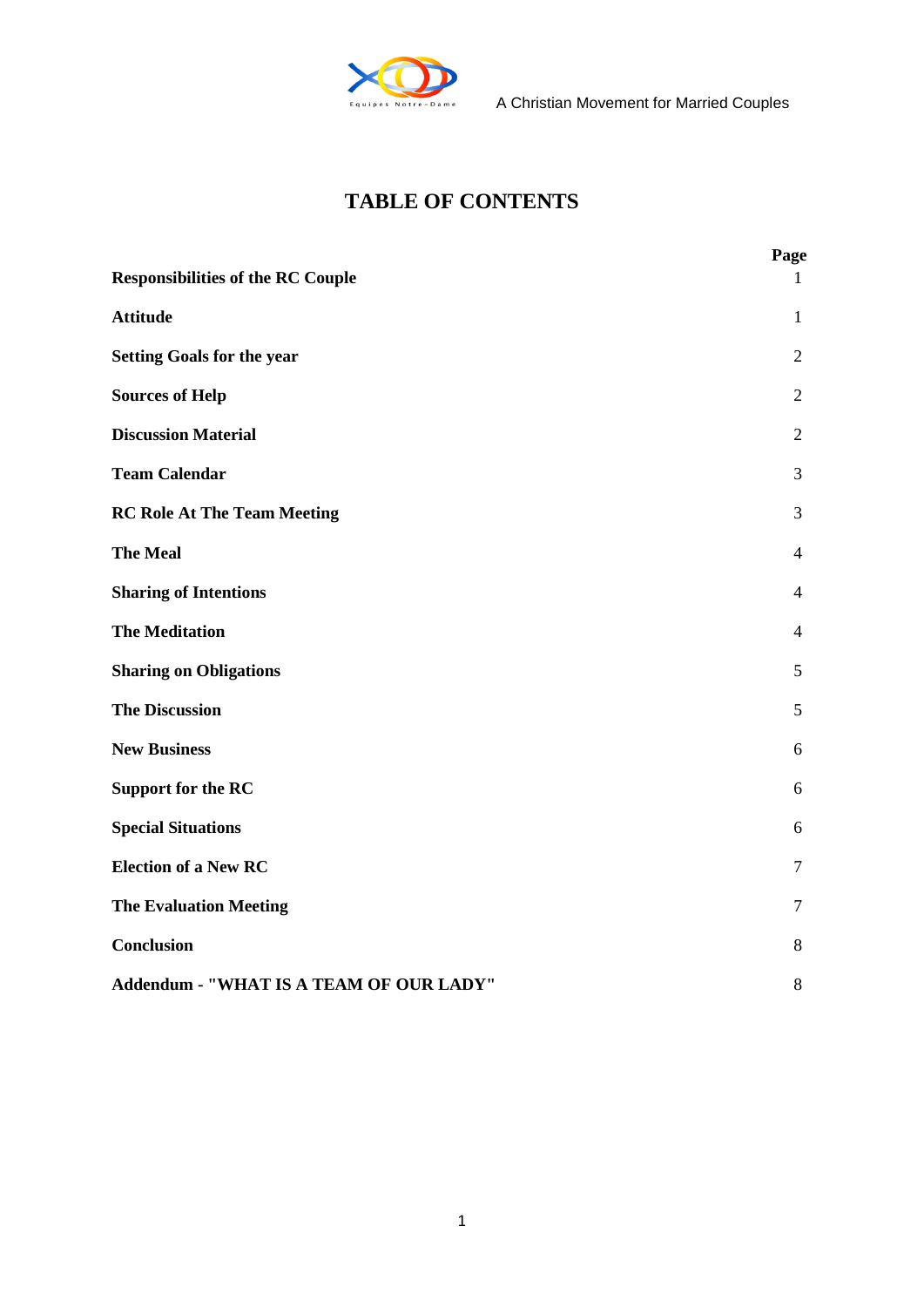A Christian Movement for Married Couples

# TABLE OF CONTENTS

| | Page |
|---|---|
| **Responsibilities of the RC Couple** | 1 |
| **Attitude** | 1 |
| **Setting Goals for the year** | 2 |
| **Sources of Help** | 2 |
| **Discussion Material** | 2 |
| **Team Calendar** | 3 |
| **RC Role At The Team Meeting** | 3 |
| **The Meal** | 4 |
| **Sharing of Intentions** | 4 |
| **The Meditation** | 4 |
| **Sharing on Obligations** | 5 |
| **The Discussion** | 5 |
| **New Business** | 6 |
| **Support for the RC** | 6 |
| **Special Situations** | 6 |
| **Election of a New RC** | 7 |
| **The Evaluation Meeting** | 7 |
| **Conclusion** | 8 |
| **Addendum - "WHAT IS A TEAM OF OUR LADY"** | 8 |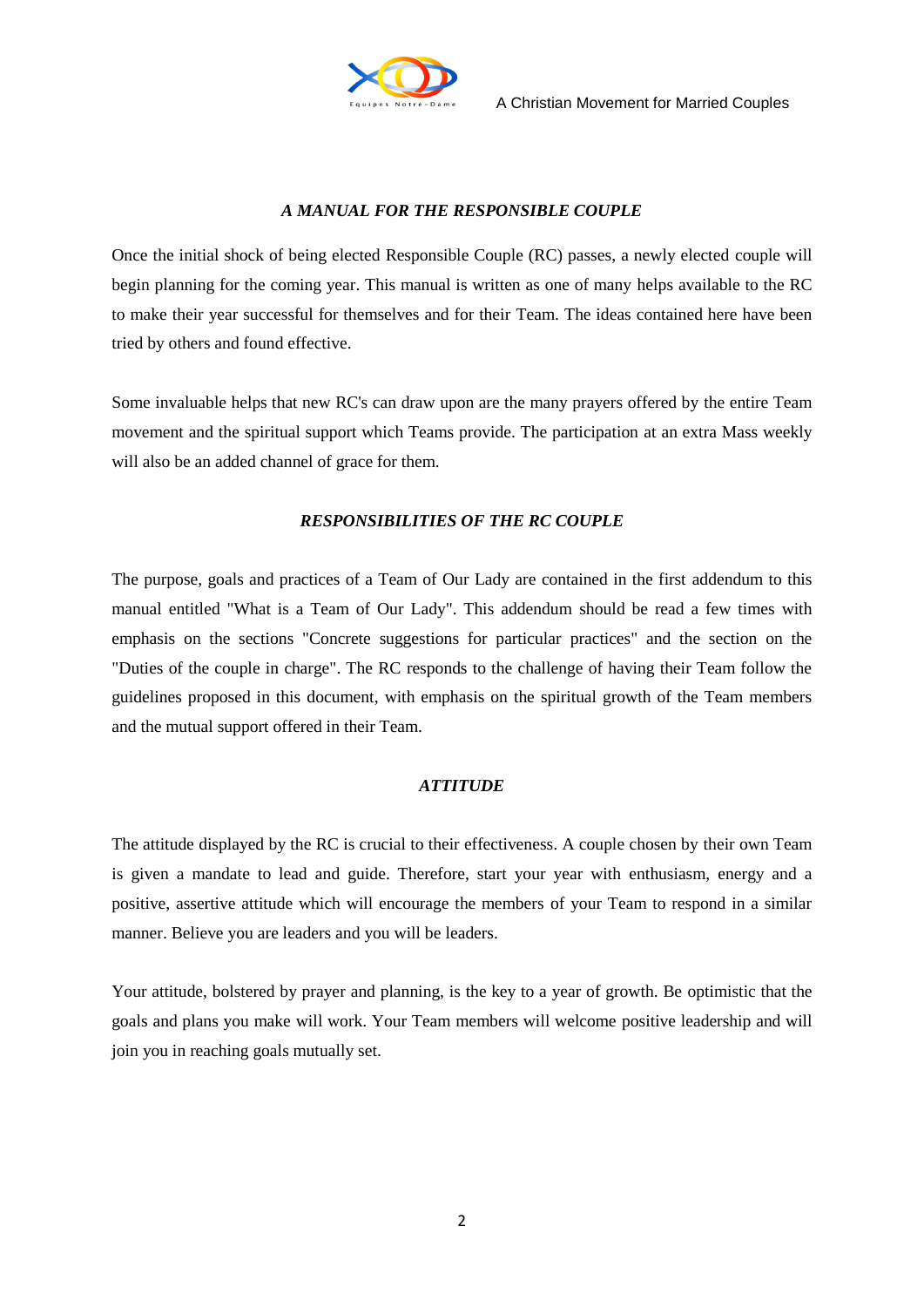## *A MANUAL FOR THE RESPONSIBLE COUPLE*

Once the initial shock of being elected Responsible Couple (RC) passes, a newly elected couple will begin planning for the coming year. This manual is written as one of many helps available to the RC to make their year successful for themselves and for their Team. The ideas contained here have been tried by others and found effective.

Some invaluable helps that new RC's can draw upon are the many prayers offered by the entire Team movement and the spiritual support which Teams provide. The participation at an extra Mass weekly will also be an added channel of grace for them.

## *RESPONSIBILITIES OF THE RC COUPLE*

The purpose, goals and practices of a Team of Our Lady are contained in the first addendum to this manual entitled "What is a Team of Our Lady". This addendum should be read a few times with emphasis on the sections "Concrete suggestions for particular practices" and the section on the "Duties of the couple in charge". The RC responds to the challenge of having their Team follow the guidelines proposed in this document, with emphasis on the spiritual growth of the Team members and the mutual support offered in their Team.

## *ATTITUDE*

The attitude displayed by the RC is crucial to their effectiveness. A couple chosen by their own Team is given a mandate to lead and guide. Therefore, start your year with enthusiasm, energy and a positive, assertive attitude which will encourage the members of your Team to respond in a similar manner. Believe you are leaders and you will be leaders.

Your attitude, bolstered by prayer and planning, is the key to a year of growth. Be optimistic that the goals and plans you make will work. Your Team members will welcome positive leadership and will join you in reaching goals mutually set.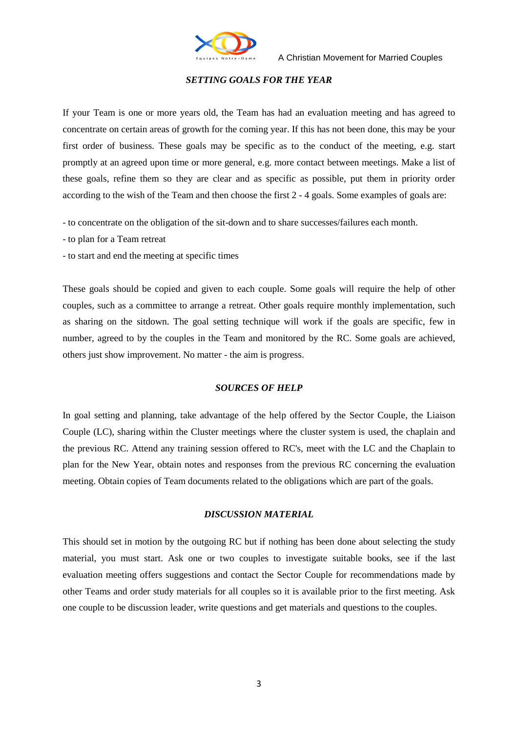### *SETTING GOALS FOR THE YEAR*

If your Team is one or more years old, the Team has had an evaluation meeting and has agreed to concentrate on certain areas of growth for the coming year. If this has not been done, this may be your first order of business. These goals may be specific as to the conduct of the meeting, e.g. start promptly at an agreed upon time or more general, e.g. more contact between meetings. Make a list of these goals, refine them so they are clear and as specific as possible, put them in priority order according to the wish of the Team and then choose the first 2 - 4 goals. Some examples of goals are:

- to concentrate on the obligation of the sit-down and to share successes/failures each month.
- to plan for a Team retreat
- to start and end the meeting at specific times

These goals should be copied and given to each couple. Some goals will require the help of other couples, such as a committee to arrange a retreat. Other goals require monthly implementation, such as sharing on the sitdown. The goal setting technique will work if the goals are specific, few in number, agreed to by the couples in the Team and monitored by the RC. Some goals are achieved, others just show improvement. No matter - the aim is progress.

### *SOURCES OF HELP*

In goal setting and planning, take advantage of the help offered by the Sector Couple, the Liaison Couple (LC), sharing within the Cluster meetings where the cluster system is used, the chaplain and the previous RC. Attend any training session offered to RC's, meet with the LC and the Chaplain to plan for the New Year, obtain notes and responses from the previous RC concerning the evaluation meeting. Obtain copies of Team documents related to the obligations which are part of the goals.

### *DISCUSSION MATERIAL*

This should set in motion by the outgoing RC but if nothing has been done about selecting the study material, you must start. Ask one or two couples to investigate suitable books, see if the last evaluation meeting offers suggestions and contact the Sector Couple for recommendations made by other Teams and order study materials for all couples so it is available prior to the first meeting. Ask one couple to be discussion leader, write questions and get materials and questions to the couples.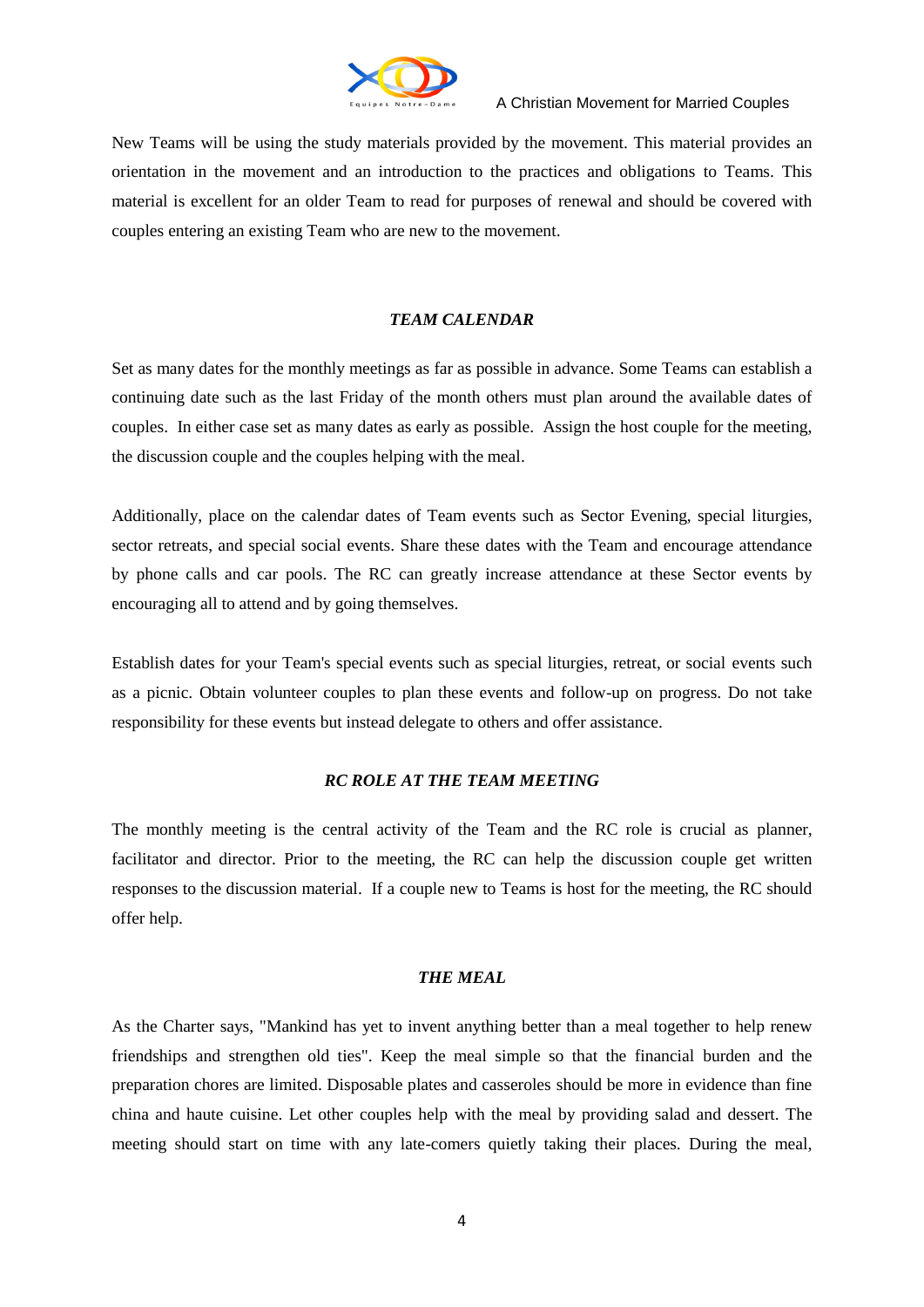New Teams will be using the study materials provided by the movement. This material provides an orientation in the movement and an introduction to the practices and obligations to Teams. This material is excellent for an older Team to read for purposes of renewal and should be covered with couples entering an existing Team who are new to the movement.

### *TEAM CALENDAR*

Set as many dates for the monthly meetings as far as possible in advance. Some Teams can establish a continuing date such as the last Friday of the month others must plan around the available dates of couples. In either case set as many dates as early as possible. Assign the host couple for the meeting, the discussion couple and the couples helping with the meal.

Additionally, place on the calendar dates of Team events such as Sector Evening, special liturgies, sector retreats, and special social events. Share these dates with the Team and encourage attendance by phone calls and car pools. The RC can greatly increase attendance at these Sector events by encouraging all to attend and by going themselves.

Establish dates for your Team's special events such as special liturgies, retreat, or social events such as a picnic. Obtain volunteer couples to plan these events and follow-up on progress. Do not take responsibility for these events but instead delegate to others and offer assistance.

### *RC ROLE AT THE TEAM MEETING*

The monthly meeting is the central activity of the Team and the RC role is crucial as planner, facilitator and director. Prior to the meeting, the RC can help the discussion couple get written responses to the discussion material. If a couple new to Teams is host for the meeting, the RC should offer help.

### *THE MEAL*

As the Charter says, "Mankind has yet to invent anything better than a meal together to help renew friendships and strengthen old ties". Keep the meal simple so that the financial burden and the preparation chores are limited. Disposable plates and casseroles should be more in evidence than fine china and haute cuisine. Let other couples help with the meal by providing salad and dessert. The meeting should start on time with any late-comers quietly taking their places. During the meal,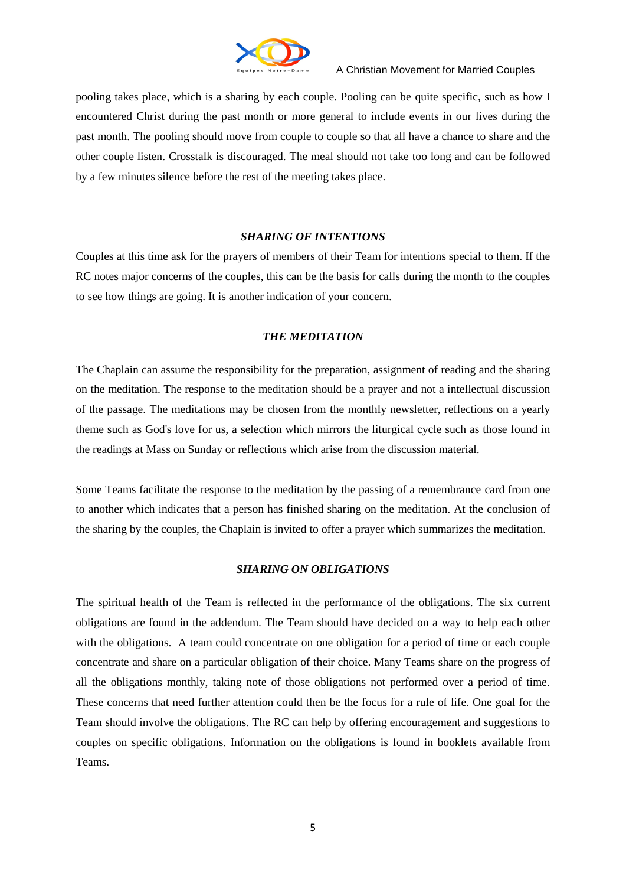pooling takes place, which is a sharing by each couple. Pooling can be quite specific, such as how I encountered Christ during the past month or more general to include events in our lives during the past month. The pooling should move from couple to couple so that all have a chance to share and the other couple listen. Crosstalk is discouraged. The meal should not take too long and can be followed by a few minutes silence before the rest of the meeting takes place.

### *SHARING OF INTENTIONS*

Couples at this time ask for the prayers of members of their Team for intentions special to them. If the RC notes major concerns of the couples, this can be the basis for calls during the month to the couples to see how things are going. It is another indication of your concern.

### *THE MEDITATION*

The Chaplain can assume the responsibility for the preparation, assignment of reading and the sharing on the meditation. The response to the meditation should be a prayer and not a intellectual discussion of the passage. The meditations may be chosen from the monthly newsletter, reflections on a yearly theme such as God's love for us, a selection which mirrors the liturgical cycle such as those found in the readings at Mass on Sunday or reflections which arise from the discussion material.

Some Teams facilitate the response to the meditation by the passing of a remembrance card from one to another which indicates that a person has finished sharing on the meditation. At the conclusion of the sharing by the couples, the Chaplain is invited to offer a prayer which summarizes the meditation.

### *SHARING ON OBLIGATIONS*

The spiritual health of the Team is reflected in the performance of the obligations. The six current obligations are found in the addendum. The Team should have decided on a way to help each other with the obligations. A team could concentrate on one obligation for a period of time or each couple concentrate and share on a particular obligation of their choice. Many Teams share on the progress of all the obligations monthly, taking note of those obligations not performed over a period of time. These concerns that need further attention could then be the focus for a rule of life. One goal for the Team should involve the obligations. The RC can help by offering encouragement and suggestions to couples on specific obligations. Information on the obligations is found in booklets available from Teams.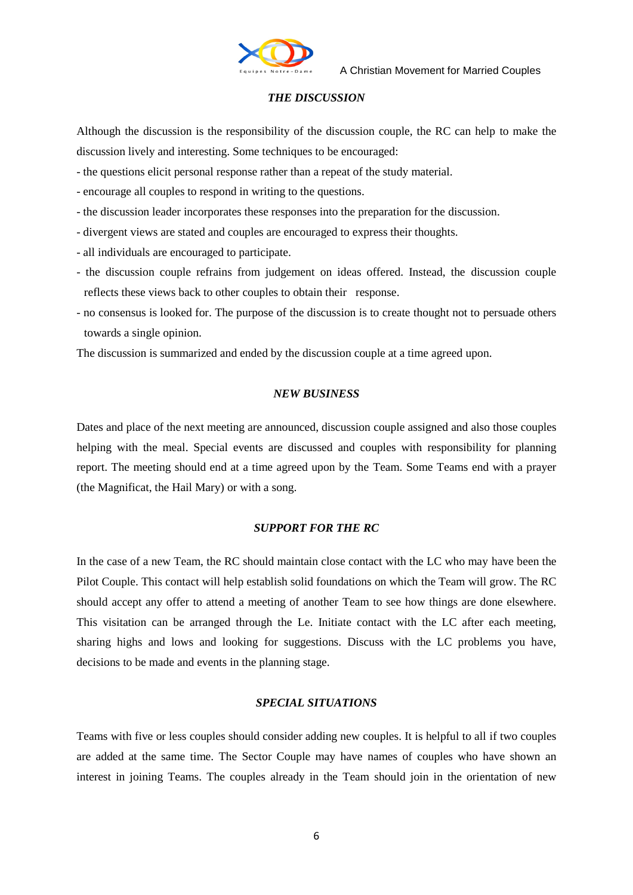### *THE DISCUSSION*

Although the discussion is the responsibility of the discussion couple, the RC can help to make the discussion lively and interesting. Some techniques to be encouraged:

- the questions elicit personal response rather than a repeat of the study material.
- encourage all couples to respond in writing to the questions.
- the discussion leader incorporates these responses into the preparation for the discussion.
- divergent views are stated and couples are encouraged to express their thoughts.
- all individuals are encouraged to participate.
- the discussion couple refrains from judgement on ideas offered. Instead, the discussion couple reflects these views back to other couples to obtain their response.
- no consensus is looked for. The purpose of the discussion is to create thought not to persuade others towards a single opinion.

The discussion is summarized and ended by the discussion couple at a time agreed upon.

### *NEW BUSINESS*

Dates and place of the next meeting are announced, discussion couple assigned and also those couples helping with the meal. Special events are discussed and couples with responsibility for planning report. The meeting should end at a time agreed upon by the Team. Some Teams end with a prayer (the Magnificat, the Hail Mary) or with a song.

### *SUPPORT FOR THE RC*

In the case of a new Team, the RC should maintain close contact with the LC who may have been the Pilot Couple. This contact will help establish solid foundations on which the Team will grow. The RC should accept any offer to attend a meeting of another Team to see how things are done elsewhere. This visitation can be arranged through the Le. Initiate contact with the LC after each meeting, sharing highs and lows and looking for suggestions. Discuss with the LC problems you have, decisions to be made and events in the planning stage.

### *SPECIAL SITUATIONS*

Teams with five or less couples should consider adding new couples. It is helpful to all if two couples are added at the same time. The Sector Couple may have names of couples who have shown an interest in joining Teams. The couples already in the Team should join in the orientation of new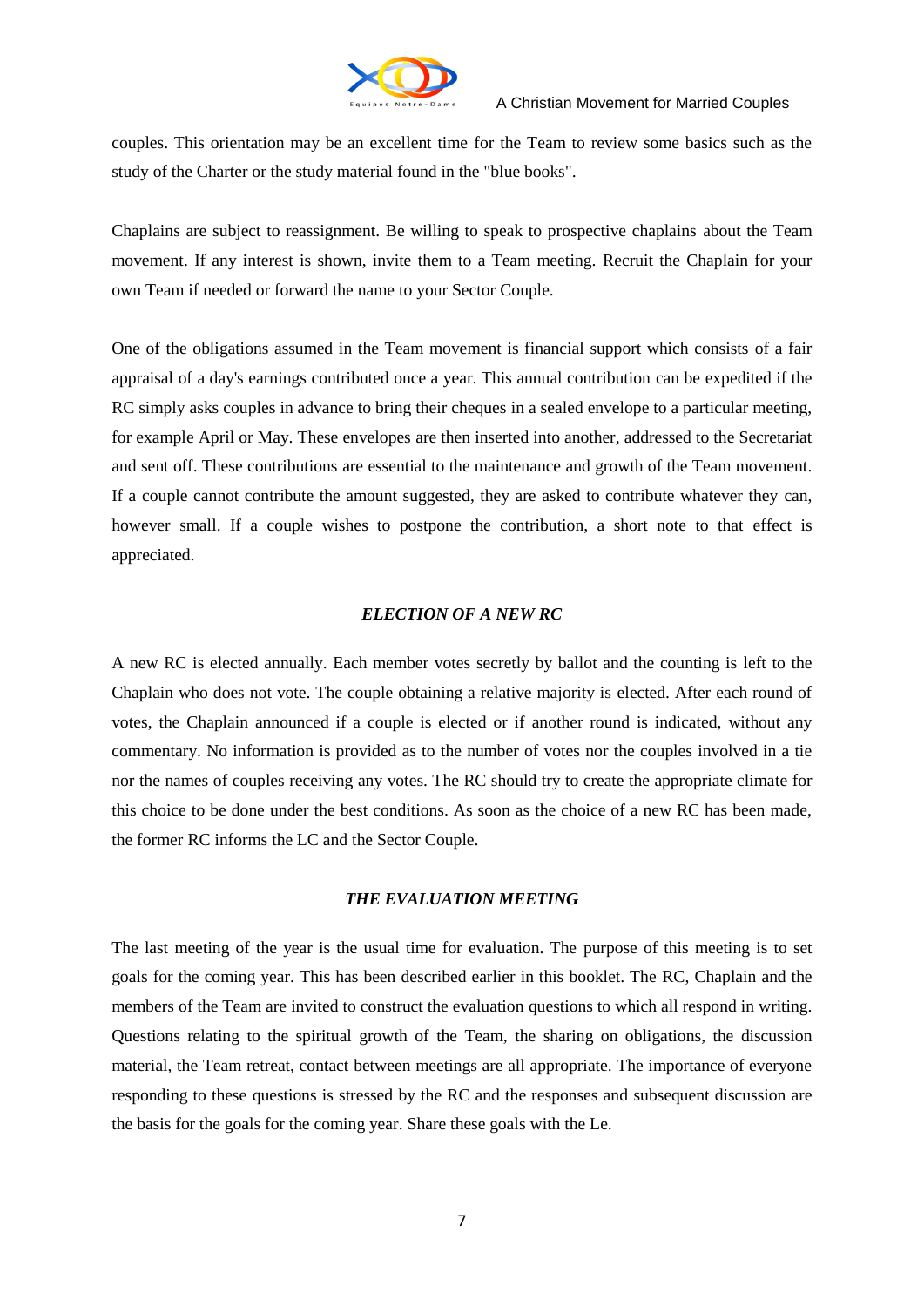couples. This orientation may be an excellent time for the Team to review some basics such as the study of the Charter or the study material found in the "blue books".

Chaplains are subject to reassignment. Be willing to speak to prospective chaplains about the Team movement. If any interest is shown, invite them to a Team meeting. Recruit the Chaplain for your own Team if needed or forward the name to your Sector Couple.

One of the obligations assumed in the Team movement is financial support which consists of a fair appraisal of a day's earnings contributed once a year. This annual contribution can be expedited if the RC simply asks couples in advance to bring their cheques in a sealed envelope to a particular meeting, for example April or May. These envelopes are then inserted into another, addressed to the Secretariat and sent off. These contributions are essential to the maintenance and growth of the Team movement. If a couple cannot contribute the amount suggested, they are asked to contribute whatever they can, however small. If a couple wishes to postpone the contribution, a short note to that effect is appreciated.

### *ELECTION OF A NEW RC*

A new RC is elected annually. Each member votes secretly by ballot and the counting is left to the Chaplain who does not vote. The couple obtaining a relative majority is elected. After each round of votes, the Chaplain announced if a couple is elected or if another round is indicated, without any commentary. No information is provided as to the number of votes nor the couples involved in a tie nor the names of couples receiving any votes. The RC should try to create the appropriate climate for this choice to be done under the best conditions. As soon as the choice of a new RC has been made, the former RC informs the LC and the Sector Couple.

### *THE EVALUATION MEETING*

The last meeting of the year is the usual time for evaluation. The purpose of this meeting is to set goals for the coming year. This has been described earlier in this booklet. The RC, Chaplain and the members of the Team are invited to construct the evaluation questions to which all respond in writing. Questions relating to the spiritual growth of the Team, the sharing on obligations, the discussion material, the Team retreat, contact between meetings are all appropriate. The importance of everyone responding to these questions is stressed by the RC and the responses and subsequent discussion are the basis for the goals for the coming year. Share these goals with the Le.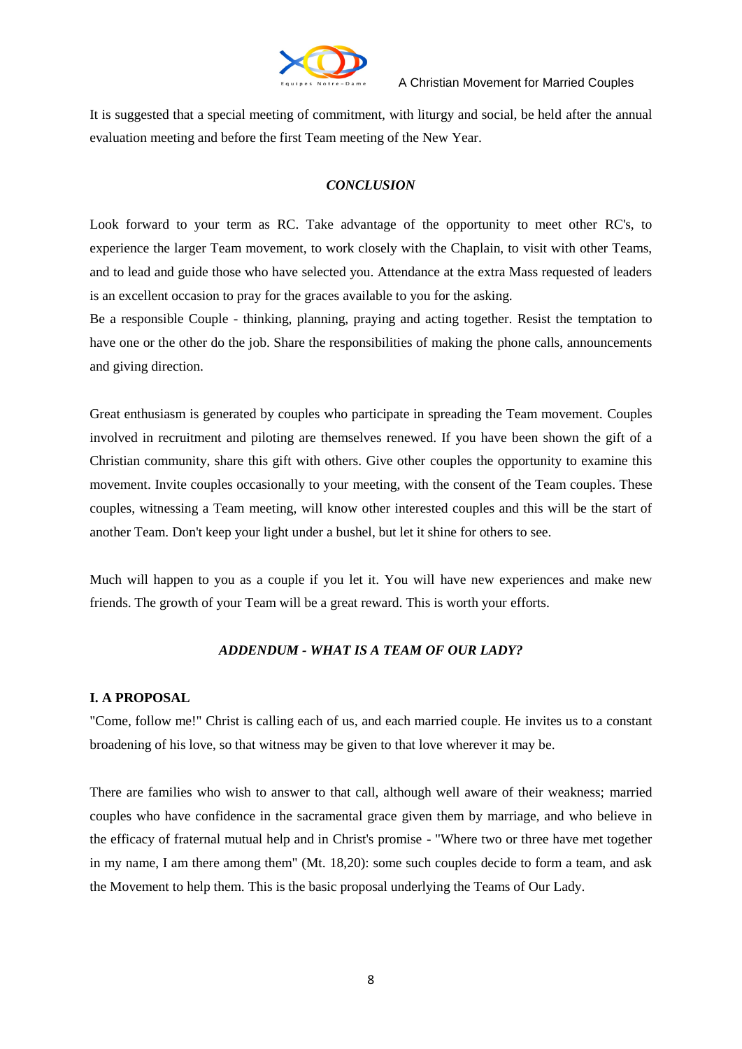It is suggested that a special meeting of commitment, with liturgy and social, be held after the annual evaluation meeting and before the first Team meeting of the New Year.

### *CONCLUSION*

Look forward to your term as RC. Take advantage of the opportunity to meet other RC's, to experience the larger Team movement, to work closely with the Chaplain, to visit with other Teams, and to lead and guide those who have selected you. Attendance at the extra Mass requested of leaders is an excellent occasion to pray for the graces available to you for the asking.
Be a responsible Couple - thinking, planning, praying and acting together. Resist the temptation to have one or the other do the job. Share the responsibilities of making the phone calls, announcements and giving direction.

Great enthusiasm is generated by couples who participate in spreading the Team movement. Couples involved in recruitment and piloting are themselves renewed. If you have been shown the gift of a Christian community, share this gift with others. Give other couples the opportunity to examine this movement. Invite couples occasionally to your meeting, with the consent of the Team couples. These couples, witnessing a Team meeting, will know other interested couples and this will be the start of another Team. Don't keep your light under a bushel, but let it shine for others to see.

Much will happen to you as a couple if you let it. You will have new experiences and make new friends. The growth of your Team will be a great reward. This is worth your efforts.

### *ADDENDUM - WHAT IS A TEAM OF OUR LADY?*

**I. A PROPOSAL**

"Come, follow me!" Christ is calling each of us, and each married couple. He invites us to a constant broadening of his love, so that witness may be given to that love wherever it may be.

There are families who wish to answer to that call, although well aware of their weakness; married couples who have confidence in the sacramental grace given them by marriage, and who believe in the efficacy of fraternal mutual help and in Christ's promise - "Where two or three have met together in my name, I am there among them" (Mt. 18,20): some such couples decide to form a team, and ask the Movement to help them. This is the basic proposal underlying the Teams of Our Lady.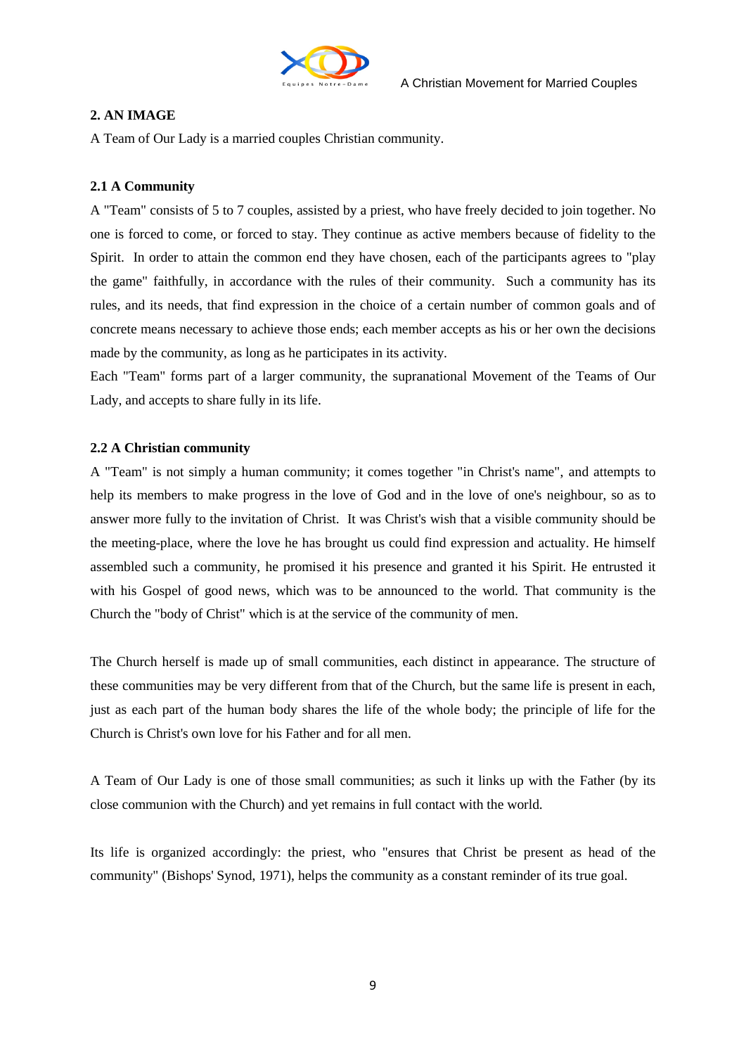## 2. AN IMAGE

A Team of Our Lady is a married couples Christian community.

### 2.1 A Community

A "Team" consists of 5 to 7 couples, assisted by a priest, who have freely decided to join together. No one is forced to come, or forced to stay. They continue as active members because of fidelity to the Spirit. In order to attain the common end they have chosen, each of the participants agrees to "play the game" faithfully, in accordance with the rules of their community. Such a community has its rules, and its needs, that find expression in the choice of a certain number of common goals and of concrete means necessary to achieve those ends; each member accepts as his or her own the decisions made by the community, as long as he participates in its activity.

Each "Team" forms part of a larger community, the supranational Movement of the Teams of Our Lady, and accepts to share fully in its life.

### 2.2 A Christian community

A "Team" is not simply a human community; it comes together "in Christ's name", and attempts to help its members to make progress in the love of God and in the love of one's neighbour, so as to answer more fully to the invitation of Christ. It was Christ's wish that a visible community should be the meeting-place, where the love he has brought us could find expression and actuality. He himself assembled such a community, he promised it his presence and granted it his Spirit. He entrusted it with his Gospel of good news, which was to be announced to the world. That community is the Church the "body of Christ" which is at the service of the community of men.

The Church herself is made up of small communities, each distinct in appearance. The structure of these communities may be very different from that of the Church, but the same life is present in each, just as each part of the human body shares the life of the whole body; the principle of life for the Church is Christ's own love for his Father and for all men.

A Team of Our Lady is one of those small communities; as such it links up with the Father (by its close communion with the Church) and yet remains in full contact with the world.

Its life is organized accordingly: the priest, who "ensures that Christ be present as head of the community" (Bishops' Synod, 1971), helps the community as a constant reminder of its true goal.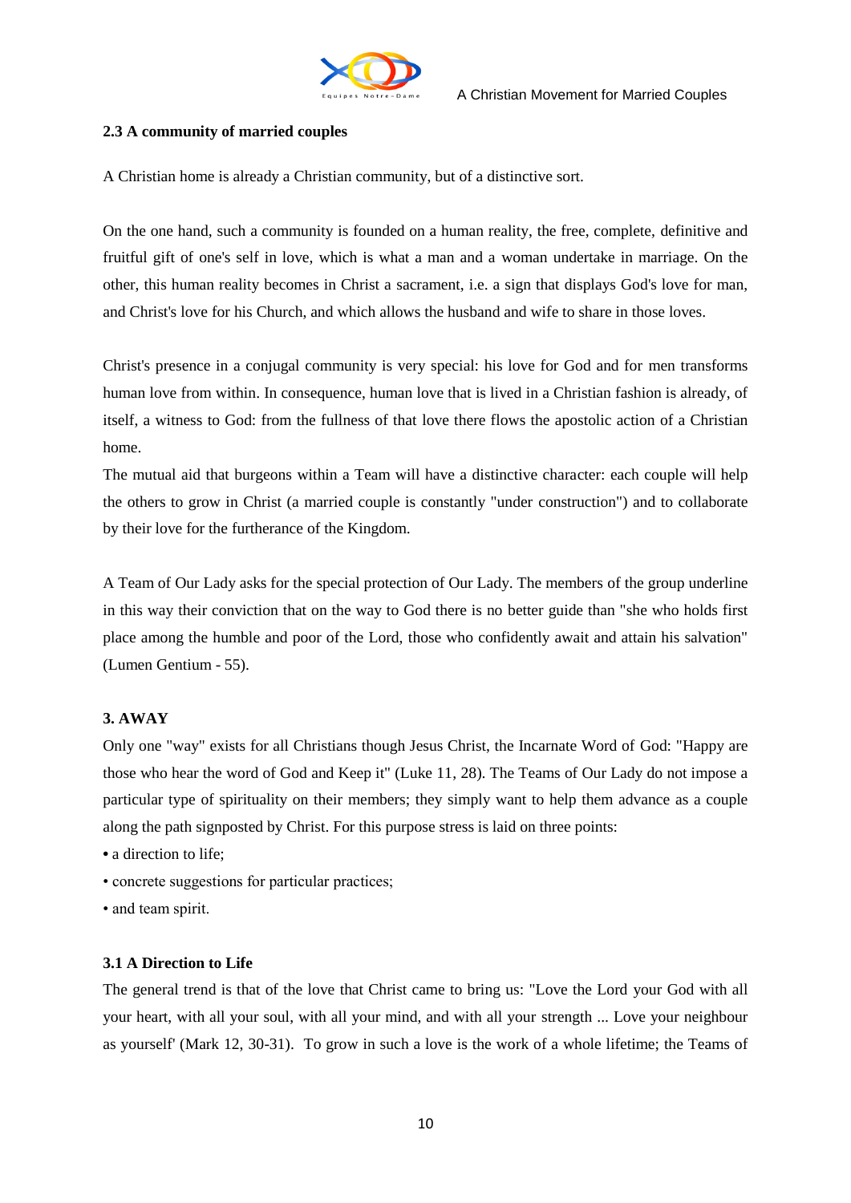### 2.3 A community of married couples

A Christian home is already a Christian community, but of a distinctive sort.

On the one hand, such a community is founded on a human reality, the free, complete, definitive and fruitful gift of one's self in love, which is what a man and a woman undertake in marriage. On the other, this human reality becomes in Christ a sacrament, i.e. a sign that displays God's love for man, and Christ's love for his Church, and which allows the husband and wife to share in those loves.

Christ's presence in a conjugal community is very special: his love for God and for men transforms human love from within. In consequence, human love that is lived in a Christian fashion is already, of itself, a witness to God: from the fullness of that love there flows the apostolic action of a Christian home.

The mutual aid that burgeons within a Team will have a distinctive character: each couple will help the others to grow in Christ (a married couple is constantly "under construction") and to collaborate by their love for the furtherance of the Kingdom.

A Team of Our Lady asks for the special protection of Our Lady. The members of the group underline in this way their conviction that on the way to God there is no better guide than "she who holds first place among the humble and poor of the Lord, those who confidently await and attain his salvation" (Lumen Gentium - 55).

## 3. AWAY

Only one "way" exists for all Christians though Jesus Christ, the Incarnate Word of God: "Happy are those who hear the word of God and Keep it" (Luke 11, 28). The Teams of Our Lady do not impose a particular type of spirituality on their members; they simply want to help them advance as a couple along the path signposted by Christ. For this purpose stress is laid on three points:

- a direction to life;
- concrete suggestions for particular practices;
- and team spirit.

### 3.1 A Direction to Life

The general trend is that of the love that Christ came to bring us: "Love the Lord your God with all your heart, with all your soul, with all your mind, and with all your strength ... Love your neighbour as yourself' (Mark 12, 30-31). To grow in such a love is the work of a whole lifetime; the Teams of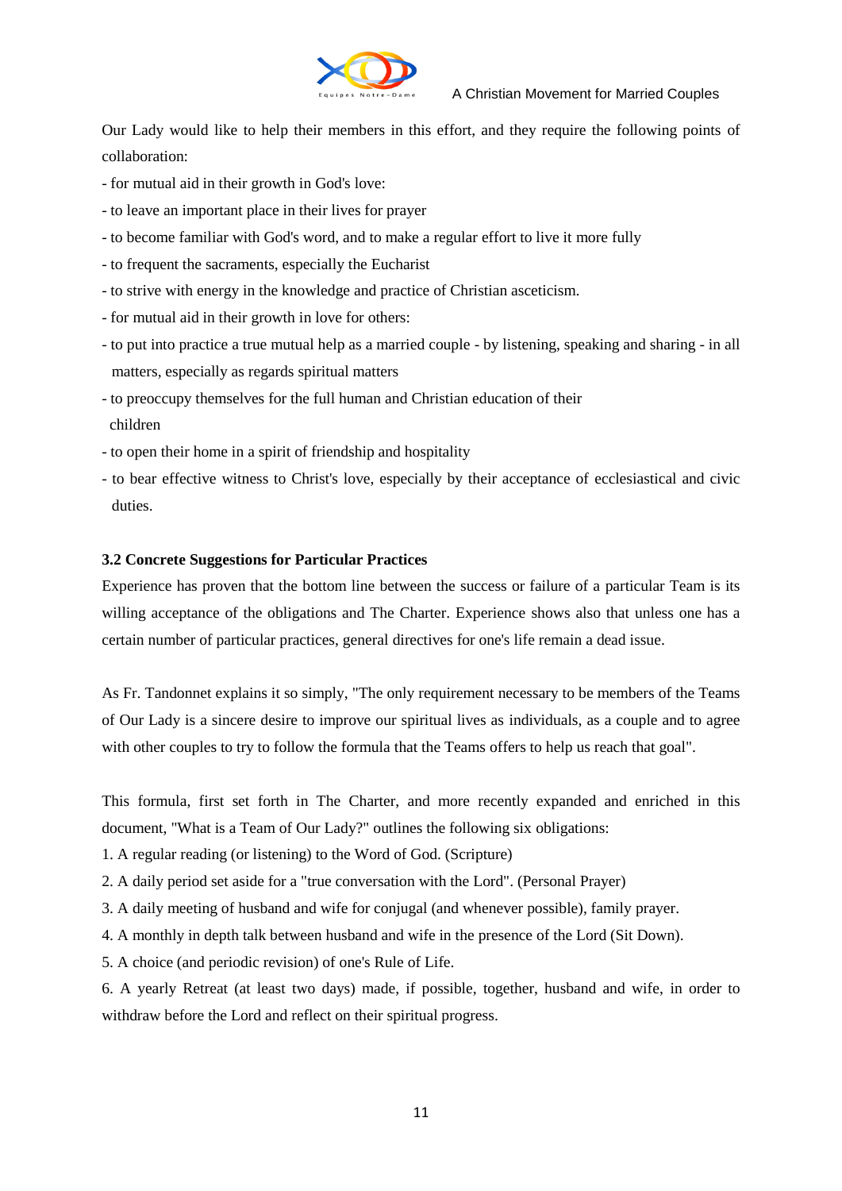Our Lady would like to help their members in this effort, and they require the following points of collaboration:

- for mutual aid in their growth in God's love:
- to leave an important place in their lives for prayer
- to become familiar with God's word, and to make a regular effort to live it more fully
- to frequent the sacraments, especially the Eucharist
- to strive with energy in the knowledge and practice of Christian asceticism.
- for mutual aid in their growth in love for others:
- to put into practice a true mutual help as a married couple - by listening, speaking and sharing - in all matters, especially as regards spiritual matters
- to preoccupy themselves for the full human and Christian education of their children
- to open their home in a spirit of friendship and hospitality
- to bear effective witness to Christ's love, especially by their acceptance of ecclesiastical and civic duties.

**3.2 Concrete Suggestions for Particular Practices**

Experience has proven that the bottom line between the success or failure of a particular Team is its willing acceptance of the obligations and The Charter. Experience shows also that unless one has a certain number of particular practices, general directives for one's life remain a dead issue.

As Fr. Tandonnet explains it so simply, "The only requirement necessary to be members of the Teams of Our Lady is a sincere desire to improve our spiritual lives as individuals, as a couple and to agree with other couples to try to follow the formula that the Teams offers to help us reach that goal".

This formula, first set forth in The Charter, and more recently expanded and enriched in this document, "What is a Team of Our Lady?" outlines the following six obligations:

1. A regular reading (or listening) to the Word of God. (Scripture)
2. A daily period set aside for a "true conversation with the Lord". (Personal Prayer)
3. A daily meeting of husband and wife for conjugal (and whenever possible), family prayer.
4. A monthly in depth talk between husband and wife in the presence of the Lord (Sit Down).
5. A choice (and periodic revision) of one's Rule of Life.
6. A yearly Retreat (at least two days) made, if possible, together, husband and wife, in order to withdraw before the Lord and reflect on their spiritual progress.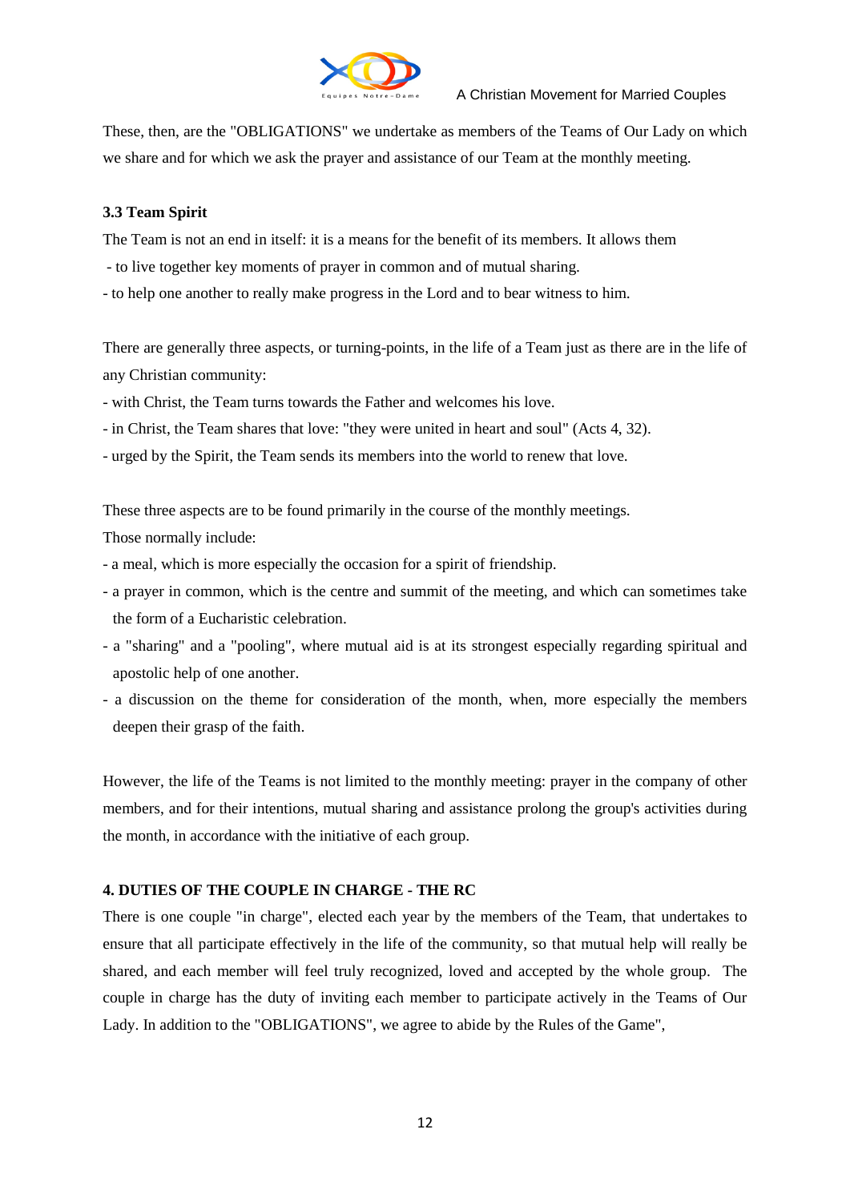These, then, are the "OBLIGATIONS" we undertake as members of the Teams of Our Lady on which we share and for which we ask the prayer and assistance of our Team at the monthly meeting.

### 3.3 Team Spirit

The Team is not an end in itself: it is a means for the benefit of its members. It allows them

- to live together key moments of prayer in common and of mutual sharing.
- to help one another to really make progress in the Lord and to bear witness to him.

There are generally three aspects, or turning-points, in the life of a Team just as there are in the life of any Christian community:

- with Christ, the Team turns towards the Father and welcomes his love.
- in Christ, the Team shares that love: "they were united in heart and soul" (Acts 4, 32).
- urged by the Spirit, the Team sends its members into the world to renew that love.

These three aspects are to be found primarily in the course of the monthly meetings.

Those normally include:

- a meal, which is more especially the occasion for a spirit of friendship.
- a prayer in common, which is the centre and summit of the meeting, and which can sometimes take the form of a Eucharistic celebration.
- a "sharing" and a "pooling", where mutual aid is at its strongest especially regarding spiritual and apostolic help of one another.
- a discussion on the theme for consideration of the month, when, more especially the members deepen their grasp of the faith.

However, the life of the Teams is not limited to the monthly meeting: prayer in the company of other members, and for their intentions, mutual sharing and assistance prolong the group's activities during the month, in accordance with the initiative of each group.

## 4. DUTIES OF THE COUPLE IN CHARGE - THE RC

There is one couple "in charge", elected each year by the members of the Team, that undertakes to ensure that all participate effectively in the life of the community, so that mutual help will really be shared, and each member will feel truly recognized, loved and accepted by the whole group. The couple in charge has the duty of inviting each member to participate actively in the Teams of Our Lady. In addition to the "OBLIGATIONS", we agree to abide by the Rules of the Game",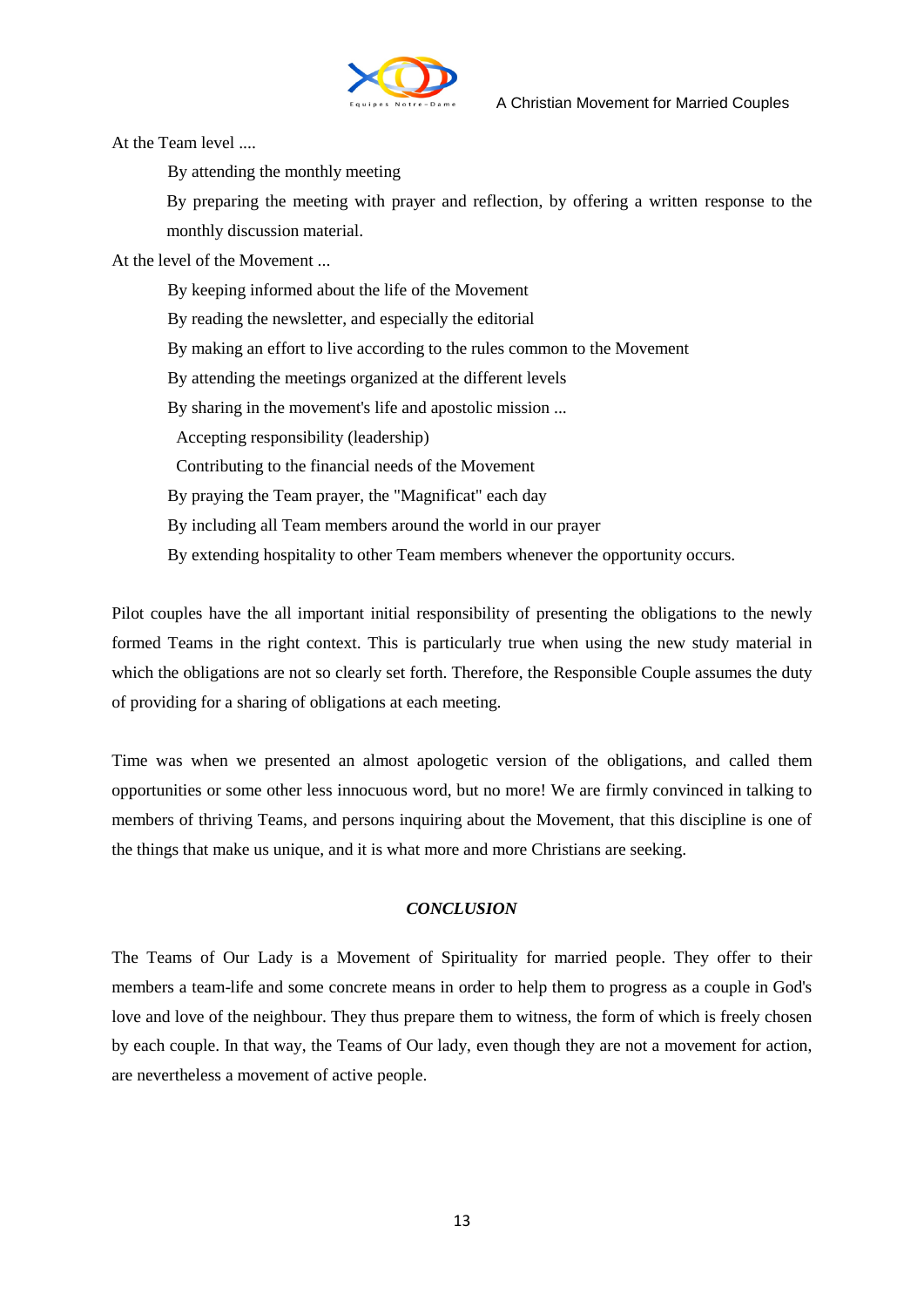At the Team level ....

By attending the monthly meeting

By preparing the meeting with prayer and reflection, by offering a written response to the monthly discussion material.

At the level of the Movement ...

By keeping informed about the life of the Movement

By reading the newsletter, and especially the editorial

By making an effort to live according to the rules common to the Movement

By attending the meetings organized at the different levels

By sharing in the movement's life and apostolic mission ...

Accepting responsibility (leadership)

Contributing to the financial needs of the Movement

By praying the Team prayer, the "Magnificat" each day

By including all Team members around the world in our prayer

By extending hospitality to other Team members whenever the opportunity occurs.

Pilot couples have the all important initial responsibility of presenting the obligations to the newly formed Teams in the right context. This is particularly true when using the new study material in which the obligations are not so clearly set forth. Therefore, the Responsible Couple assumes the duty of providing for a sharing of obligations at each meeting.

Time was when we presented an almost apologetic version of the obligations, and called them opportunities or some other less innocuous word, but no more! We are firmly convinced in talking to members of thriving Teams, and persons inquiring about the Movement, that this discipline is one of the things that make us unique, and it is what more and more Christians are seeking.

## *CONCLUSION*

The Teams of Our Lady is a Movement of Spirituality for married people. They offer to their members a team-life and some concrete means in order to help them to progress as a couple in God's love and love of the neighbour. They thus prepare them to witness, the form of which is freely chosen by each couple. In that way, the Teams of Our lady, even though they are not a movement for action, are nevertheless a movement of active people.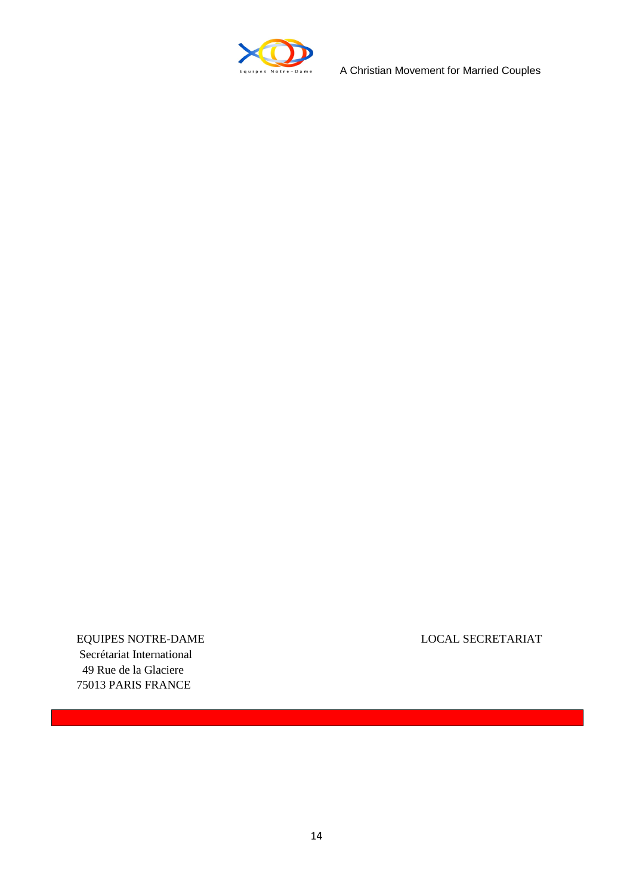A Christian Movement for Married Couples

EQUIPES NOTRE-DAME
Secrétariat International
49 Rue de la Glaciere
75013 PARIS FRANCE

LOCAL SECRETARIAT